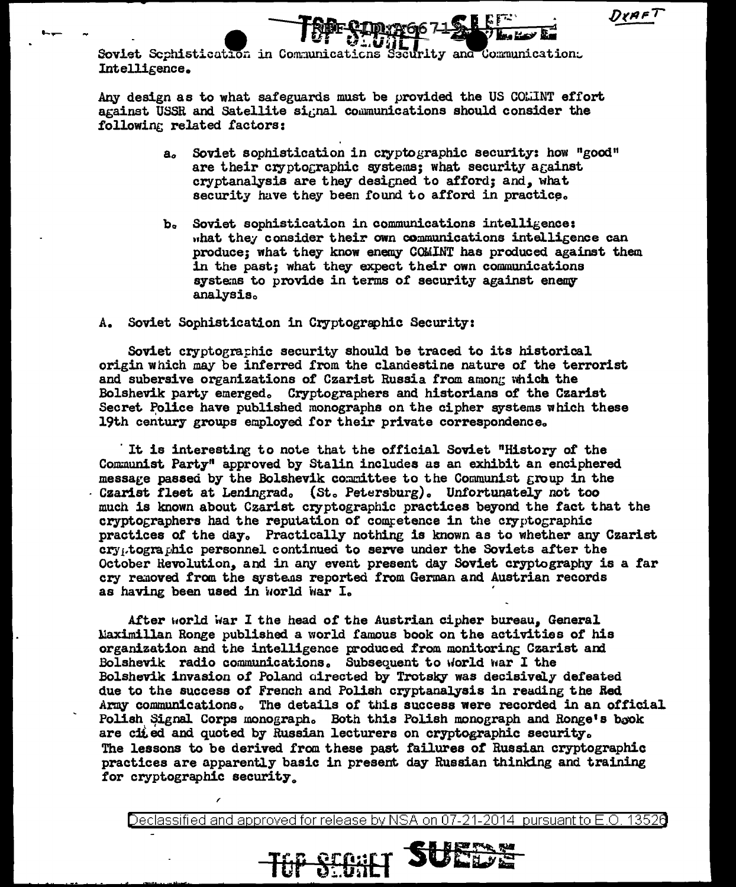Soviet Sophistication in Communications Security and Communications Intelligence.

Any design as to what safeguards must be provided the US COMINT effort against USSR and Satellite signal communications should consider the following related factors:

- a. Soviet sophistication in cryptographic security: how "good" are their cryptographic systems; what security against cryptanalysis are they designed to afford; and, what security have they been found to afford in practice.

- b. Soviet sophistication in communications intelligence: what they consider their own communications intelligence can produce; what they know enemy COMINT has produced against them in the past; what they expect their own communications systems to provide in terms of security against enemy analysis.

A. Soviet Sophistication in Cryptographic Security:

Soviet cryptographic security should be traced to its historical origin which may be inferred from the clandestine nature of the terrorist and subversive organizations of Czarist Russia from among which the Bolshevik party emerged. Cryptographers and historians of the Czarist Secret Police have published monographs on the cipher systems which these 19th century groups employed for their private correspondence.

It is interesting to note that the official Soviet "History of the Communist Party" approved by Stalin includes as an exhibit an enciphered message passed by the Bolshevik committee to the Communist group in the Czarist fleet at Leningrad. (St. Petersburg). Unfortunately not too much is known about Czarist cryptographic practices beyond the fact that the cryptographers had the reputation of competence in the cryptographic practices of the day. Practically nothing is known as to whether any Czarist cryptographic personnel continued to serve under the Soviets after the October Revolution, and in any event present day Soviet cryptography is a far cry removed from the systems reported from German and Austrian records as having been used in World War I.

After World War I the head of the Austrian cipher bureau, General Maximillan Ronge published a world famous book on the activities of his organization and the intelligence produced from monitoring Czarist and Bolshevik radio communications. Subsequent to World War I the Bolshevik invasion of Poland directed by Trotsky was decisively defeated due to the success of French and Polish cryptanalysis in reading the Red Army communications. The details of this success were recorded in an official Polish Signal Corps monograph. Both this Polish monograph and Ronge's book are cited and quoted by Russian lecturers on cryptographic security. The lessons to be derived from these past failures of Russian cryptographic practices are apparently basic in present day Russian thinking and training for cryptographic security.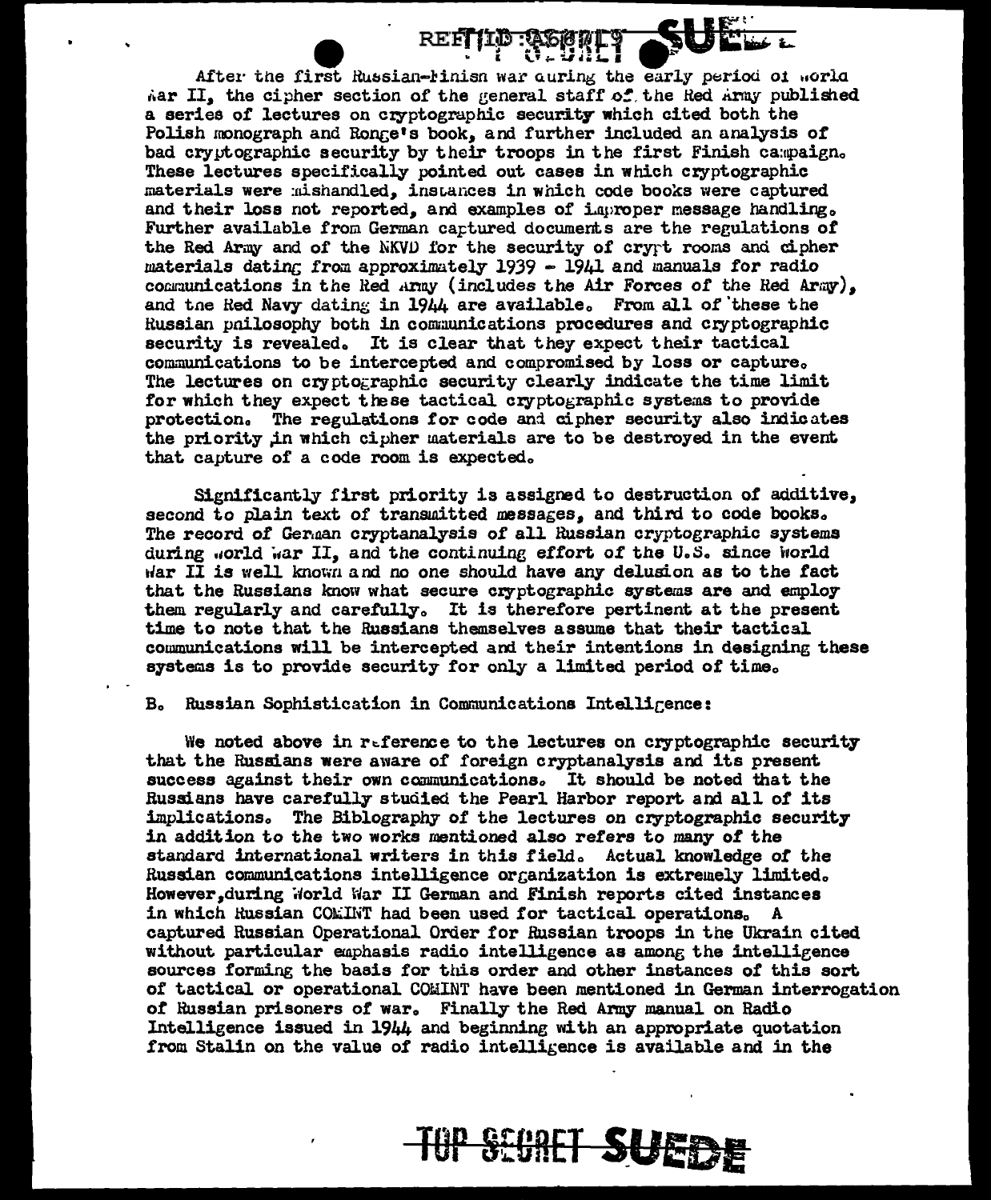After the first Russian-Finish war during the early period of World War II, the cipher section of the general staff of the Red Army published a series of lectures on cryptographic security which cited both the Polish monograph and Ronge's book, and further included an analysis of bad cryptographic security by their troops in the first Finish campaign. These lectures specifically pointed out cases in which cryptographic materials were mishandled, instances in which code books were captured and their loss not reported, and examples of improper message handling. Further available from German captured documents are the regulations of the Red Army and of the NKVD for the security of crypt rooms and cipher materials dating from approximately 1939 - 1941 and manuals for radio communications in the Red Army (includes the Air Forces of the Red Army), and the Red Navy dating in 1944 are available. From all of these the Russian philosophy both in communications procedures and cryptographic security is revealed. It is clear that they expect their tactical communications to be intercepted and compromised by loss or capture. The lectures on cryptographic security clearly indicate the time limit for which they expect these tactical cryptographic systems to provide protection. The regulations for code and cipher security also indicates the priority in which cipher materials are to be destroyed in the event that capture of a code room is expected.

Significantly first priority is assigned to destruction of additive, second to plain text of transmitted messages, and third to code books. The record of German cryptanalysis of all Russian cryptographic systems during World War II, and the continuing effort of the U.S. since World War II is well known and no one should have any delusion as to the fact that the Russians know what secure cryptographic systems are and employ them regularly and carefully. It is therefore pertinent at the present time to note that the Russians themselves assume that their tactical communications will be intercepted and their intentions in designing these systems is to provide security for only a limited period of time.

B. Russian Sophistication in Communications Intelligence:

We noted above in reference to the lectures on cryptographic security that the Russians were aware of foreign cryptanalysis and its present success against their own communications. It should be noted that the Russians have carefully studied the Pearl Harbor report and all of its implications. The Biblography of the lectures on cryptographic security in addition to the two works mentioned also refers to many of the standard international writers in this field. Actual knowledge of the Russian communications intelligence organization is extremely limited. However, during World War II German and Finish reports cited instances in which Russian COMINT had been used for tactical operations. A captured Russian Operational Order for Russian troops in the Ukrain cited without particular emphasis radio intelligence as among the intelligence sources forming the basis for this order and other instances of this sort of tactical or operational COMINT have been mentioned in German interrogation of Russian prisoners of war. Finally the Red Army manual on Radio Intelligence issued in 1944 and beginning with an appropriate quotation from Stalin on the value of radio intelligence is available and in the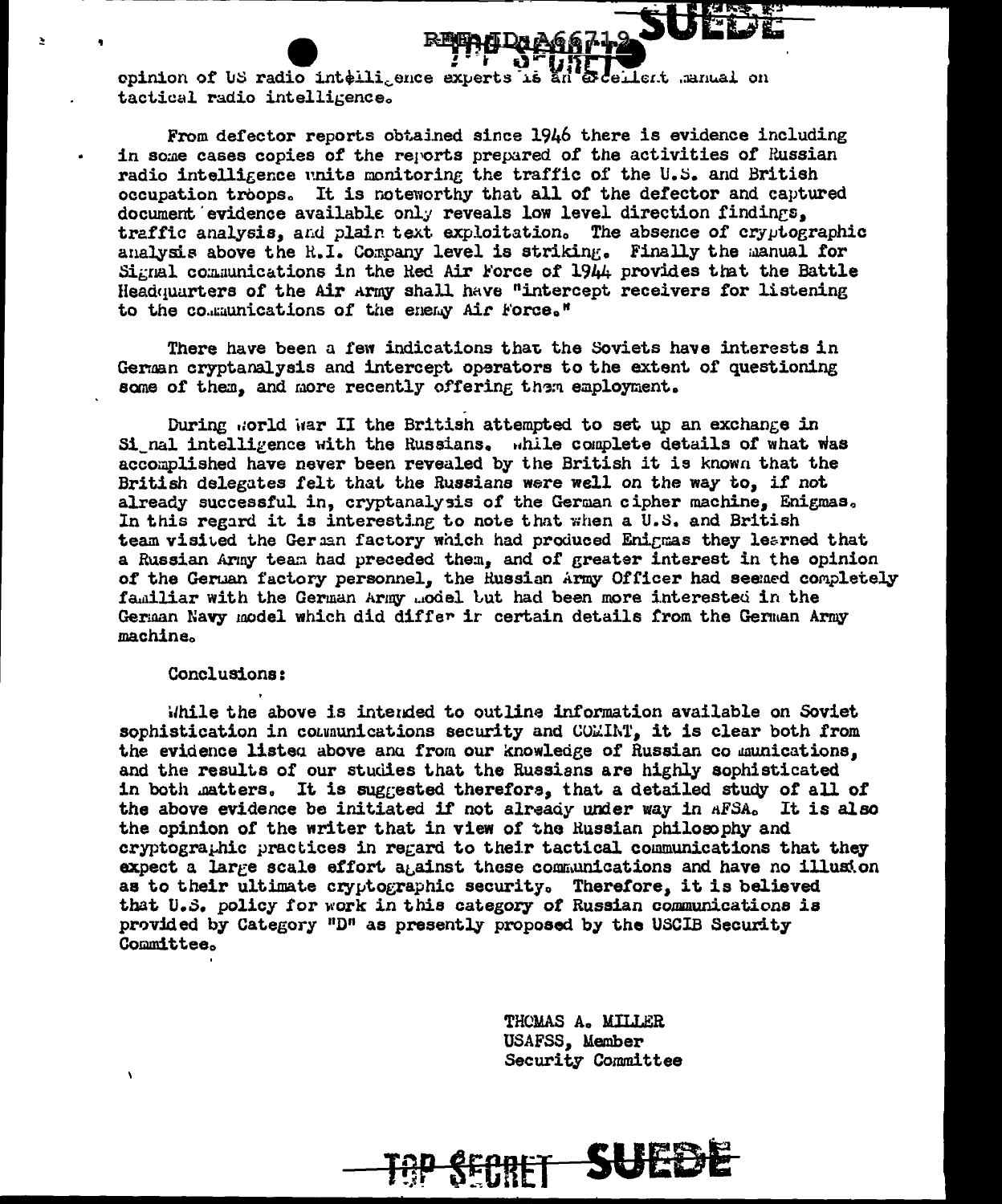opinion of US radio intelligence experts is an excellent manual on tactical radio intelligence.

From defector reports obtained since 1946 there is evidence including in some cases copies of the reports prepared of the activities of Russian radio intelligence units monitoring the traffic of the U.S. and British occupation troops. It is noteworthy that all of the defector and captured document evidence available only reveals low level direction findings, traffic analysis, and plain text exploitation. The absence of cryptographic analysis above the R.I. Company level is striking. Finally the manual for Signal communications in the Red Air Force of 1944 provides that the Battle Headquarters of the Air Army shall have "intercept receivers for listening to the communications of the enemy Air Force."

There have been a few indications that the Soviets have interests in German cryptanalysis and intercept operators to the extent of questioning some of them, and more recently offering them employment.

During World War II the British attempted to set up an exchange in Signal intelligence with the Russians. While complete details of what was accomplished have never been revealed by the British it is known that the British delegates felt that the Russians were well on the way to, if not already successful in, cryptanalysis of the German cipher machine, Enigmas. In this regard it is interesting to note that when a U.S. and British team visited the German factory which had produced Enigmas they learned that a Russian Army team had preceded them, and of greater interest in the opinion of the German factory personnel, the Russian Army Officer had seemed completely familiar with the German Army model but had been more interested in the German Navy model which did differ in certain details from the German Army machine.

Conclusions:

While the above is intended to outline information available on Soviet sophistication in communications security and COMINT, it is clear both from the evidence listed above and from our knowledge of Russian communications, and the results of our studies that the Russians are highly sophisticated in both matters. It is suggested therefore, that a detailed study of all of the above evidence be initiated if not already under way in AFSA. It is also the opinion of the writer that in view of the Russian philosophy and cryptographic practices in regard to their tactical communications that they expect a large scale effort against these communications and have no illusion as to their ultimate cryptographic security. Therefore, it is believed that U.S. policy for work in this category of Russian communications is provided by Category "D" as presently proposed by the USCIB Security Committee.

THOMAS A. MILLER
USAFSS, Member
Security Committee